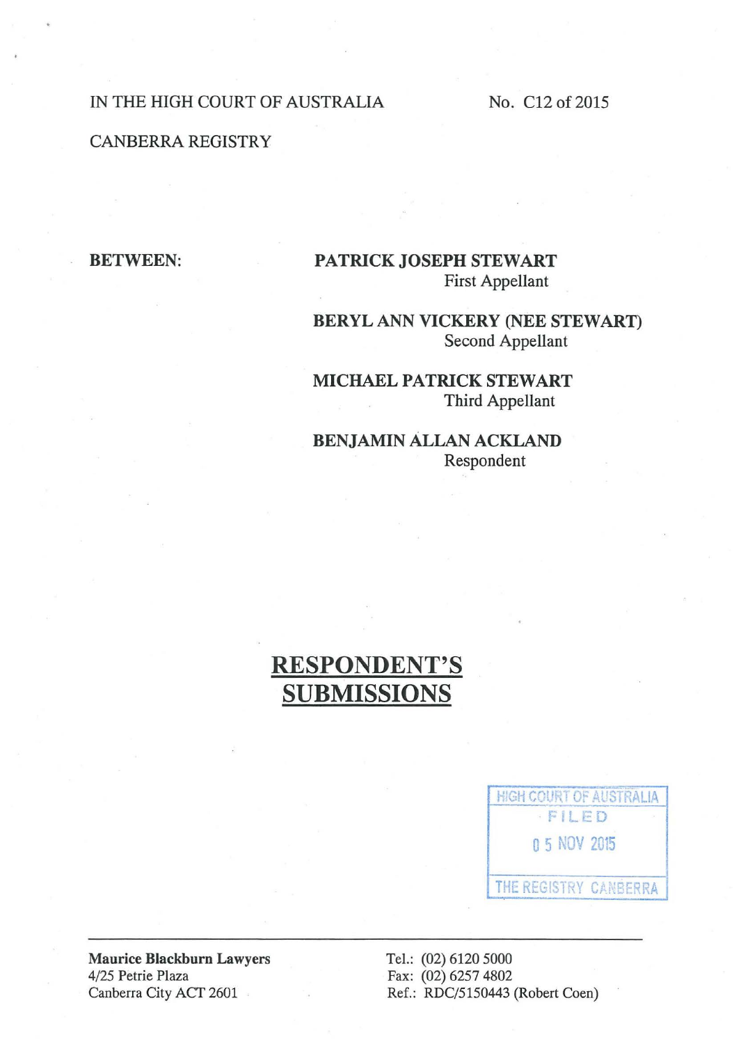IN THE HIGH COURT OF AUSTRALIA No. C12 of 2015

CANBERRA REGISTRY

**BETWEEN:**

**PATRICK JOSEPH STEWART**
First Appellant

**BERYL ANN VICKERY (NEE STEWART)**
Second Appellant

**MICHAEL PATRICK STEWART**
Third Appellant

**BENJAMIN ALLAN ACKLAND**
Respondent

# RESPONDENT'S SUBMISSIONS

HIGH COURT OF AUSTRALIA
FILED
05 NOV 2015
THE REGISTRY CANBERRA

---

**Maurice Blackburn Lawyers**
4/25 Petrie Plaza
Canberra City ACT 2601

Tel.: (02) 6120 5000
Fax: (02) 6257 4802
Ref.: RDC/5150443 (Robert Coen)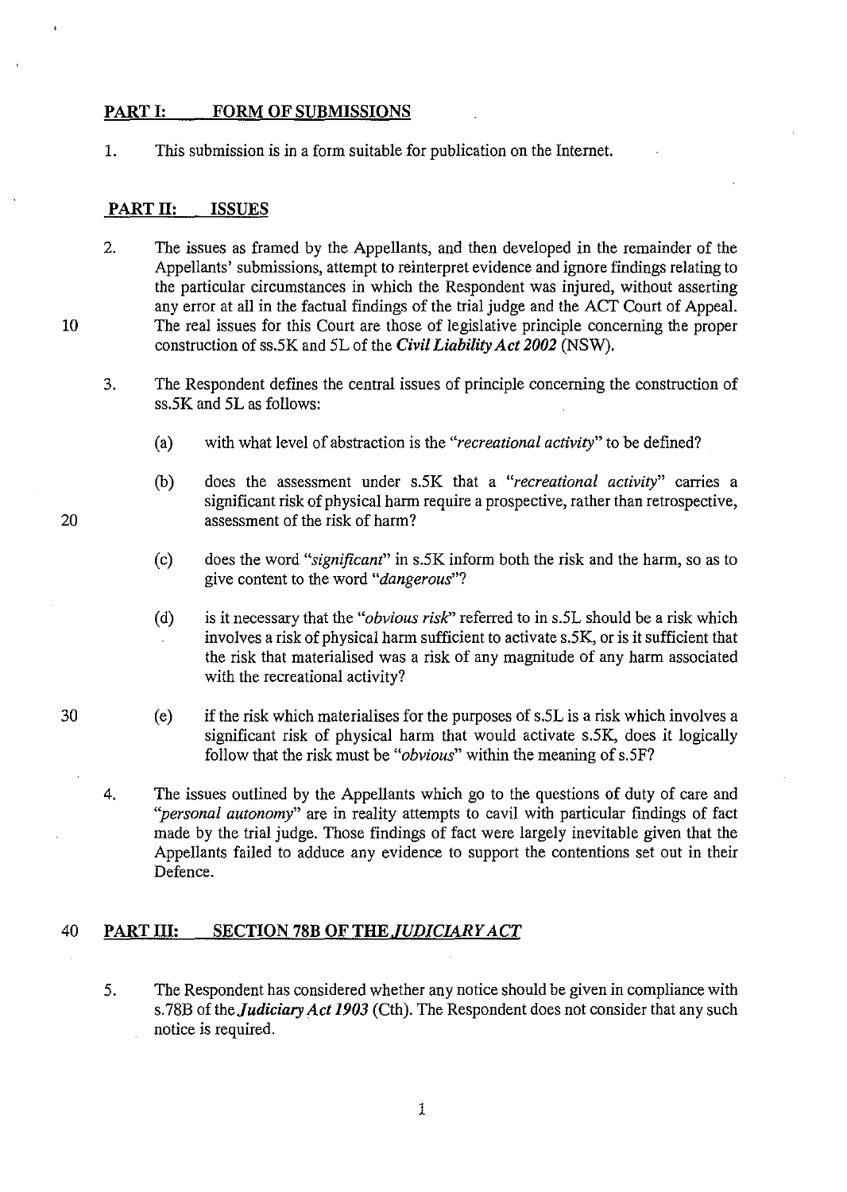## PART I: FORM OF SUBMISSIONS

1. This submission is in a form suitable for publication on the Internet.

## PART II: ISSUES

2. The issues as framed by the Appellants, and then developed in the remainder of the Appellants' submissions, attempt to reinterpret evidence and ignore findings relating to the particular circumstances in which the Respondent was injured, without asserting any error at all in the factual findings of the trial judge and the ACT Court of Appeal. The real issues for this Court are those of legislative principle concerning the proper construction of ss.5K and 5L of the ***Civil Liability Act 2002*** (NSW).

3. The Respondent defines the central issues of principle concerning the construction of ss.5K and 5L as follows:

   (a) with what level of abstraction is the *"recreational activity"* to be defined?

   (b) does the assessment under s.5K that a *"recreational activity"* carries a significant risk of physical harm require a prospective, rather than retrospective, assessment of the risk of harm?

   (c) does the word *"significant"* in s.5K inform both the risk and the harm, so as to give content to the word *"dangerous"*?

   (d) is it necessary that the *"obvious risk"* referred to in s.5L should be a risk which involves a risk of physical harm sufficient to activate s.5K, or is it sufficient that the risk that materialised was a risk of any magnitude of any harm associated with the recreational activity?

   (e) if the risk which materialises for the purposes of s.5L is a risk which involves a significant risk of physical harm that would activate s.5K, does it logically follow that the risk must be *"obvious"* within the meaning of s.5F?

4. The issues outlined by the Appellants which go to the questions of duty of care and *"personal autonomy"* are in reality attempts to cavil with particular findings of fact made by the trial judge. Those findings of fact were largely inevitable given that the Appellants failed to adduce any evidence to support the contentions set out in their Defence.

## PART III: SECTION 78B OF THE *JUDICIARY ACT*

5. The Respondent has considered whether any notice should be given in compliance with s.78B of the ***Judiciary Act 1903*** (Cth). The Respondent does not consider that any such notice is required.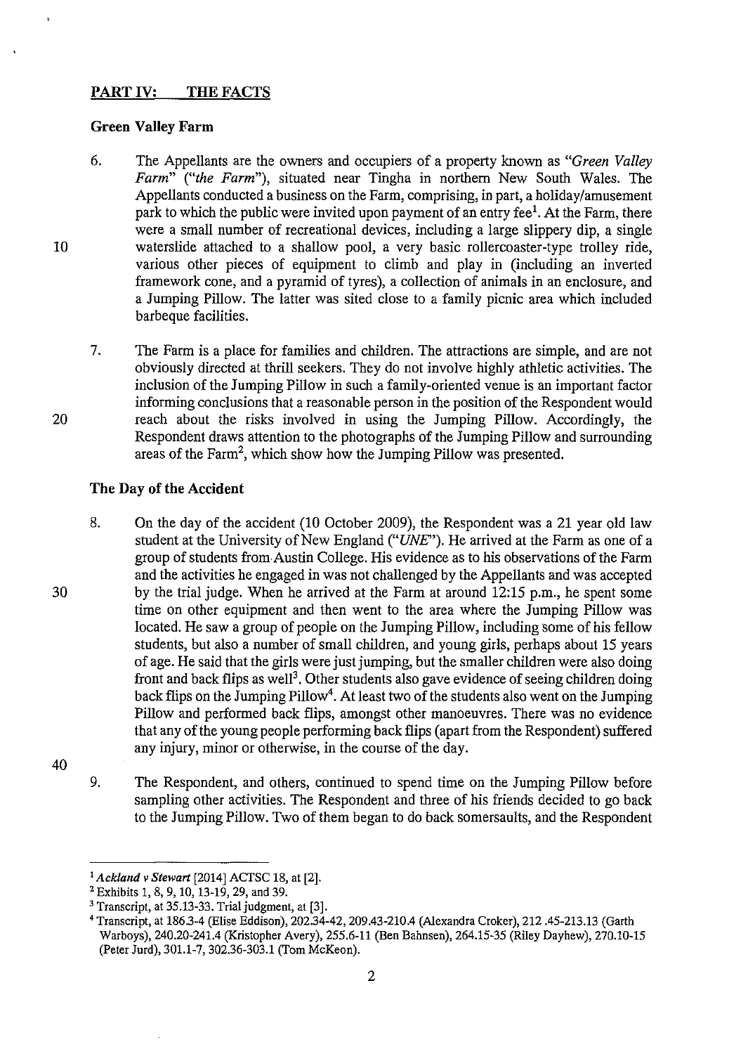## PART IV: THE FACTS

### Green Valley Farm

6. The Appellants are the owners and occupiers of a property known as *"Green Valley Farm"* (*"the Farm"*), situated near Tingha in northern New South Wales. The Appellants conducted a business on the Farm, comprising, in part, a holiday/amusement park to which the public were invited upon payment of an entry fee[1]. At the Farm, there were a small number of recreational devices, including a large slippery dip, a single waterslide attached to a shallow pool, a very basic rollercoaster-type trolley ride, various other pieces of equipment to climb and play in (including an inverted framework cone, and a pyramid of tyres), a collection of animals in an enclosure, and a Jumping Pillow. The latter was sited close to a family picnic area which included barbeque facilities.

7. The Farm is a place for families and children. The attractions are simple, and are not obviously directed at thrill seekers. They do not involve highly athletic activities. The inclusion of the Jumping Pillow in such a family-oriented venue is an important factor informing conclusions that a reasonable person in the position of the Respondent would reach about the risks involved in using the Jumping Pillow. Accordingly, the Respondent draws attention to the photographs of the Jumping Pillow and surrounding areas of the Farm[2], which show how the Jumping Pillow was presented.

### The Day of the Accident

8. On the day of the accident (10 October 2009), the Respondent was a 21 year old law student at the University of New England (*"UNE"*). He arrived at the Farm as one of a group of students from Austin College. His evidence as to his observations of the Farm and the activities he engaged in was not challenged by the Appellants and was accepted by the trial judge. When he arrived at the Farm at around 12:15 p.m., he spent some time on other equipment and then went to the area where the Jumping Pillow was located. He saw a group of people on the Jumping Pillow, including some of his fellow students, but also a number of small children, and young girls, perhaps about 15 years of age. He said that the girls were just jumping, but the smaller children were also doing front and back flips as well[3]. Other students also gave evidence of seeing children doing back flips on the Jumping Pillow[4]. At least two of the students also went on the Jumping Pillow and performed back flips, amongst other manoeuvres. There was no evidence that any of the young people performing back flips (apart from the Respondent) suffered any injury, minor or otherwise, in the course of the day.

9. The Respondent, and others, continued to spend time on the Jumping Pillow before sampling other activities. The Respondent and three of his friends decided to go back to the Jumping Pillow. Two of them began to do back somersaults, and the Respondent

---

[1] *Ackland v Stewart* [2014] ACTSC 18, at [2].

[2] Exhibits 1, 8, 9, 10, 13-19, 29, and 39.

[3] Transcript, at 35.13-33. Trial judgment, at [3].

[4] Transcript, at 186.3-4 (Elise Eddison), 202.34-42, 209.43-210.4 (Alexandra Croker), 212 .45-213.13 (Garth Warboys), 240.20-241.4 (Kristopher Avery), 255.6-11 (Ben Bahnsen), 264.15-35 (Riley Dayhew), 270.10-15 (Peter Jurd), 301.1-7, 302.36-303.1 (Tom McKeon).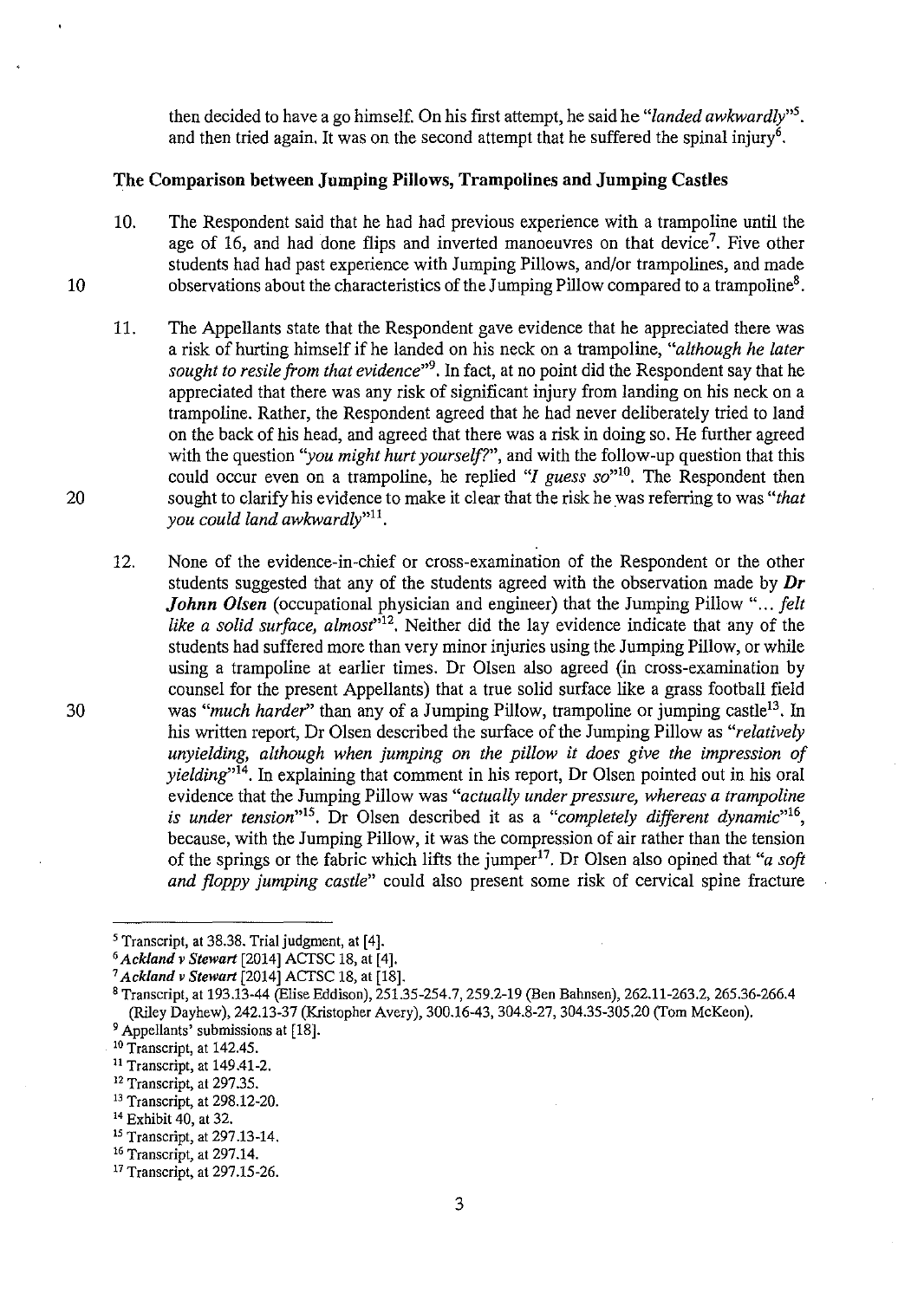then decided to have a go himself. On his first attempt, he said he *"landed awkwardly"*[5]. and then tried again. It was on the second attempt that he suffered the spinal injury[6].

**The Comparison between Jumping Pillows, Trampolines and Jumping Castles**

10. The Respondent said that he had had previous experience with a trampoline until the age of 16, and had done flips and inverted manoeuvres on that device[7]. Five other students had had past experience with Jumping Pillows, and/or trampolines, and made observations about the characteristics of the Jumping Pillow compared to a trampoline[8].

11. The Appellants state that the Respondent gave evidence that he appreciated there was a risk of hurting himself if he landed on his neck on a trampoline, *"although he later sought to resile from that evidence"*[9]. In fact, at no point did the Respondent say that he appreciated that there was any risk of significant injury from landing on his neck on a trampoline. Rather, the Respondent agreed that he had never deliberately tried to land on the back of his head, and agreed that there was a risk in doing so. He further agreed with the question *"you might hurt yourself?"*, and with the follow-up question that this could occur even on a trampoline, he replied *"I guess so"*[10]. The Respondent then sought to clarify his evidence to make it clear that the risk he was referring to was *"that you could land awkwardly"*[11].

12. None of the evidence-in-chief or cross-examination of the Respondent or the other students suggested that any of the students agreed with the observation made by ***Dr Johnn Olsen*** (occupational physician and engineer) that the Jumping Pillow *"... felt like a solid surface, almost"*[12]. Neither did the lay evidence indicate that any of the students had suffered more than very minor injuries using the Jumping Pillow, or while using a trampoline at earlier times. Dr Olsen also agreed (in cross-examination by counsel for the present Appellants) that a true solid surface like a grass football field was *"much harder"* than any of a Jumping Pillow, trampoline or jumping castle[13]. In his written report, Dr Olsen described the surface of the Jumping Pillow as *"relatively unyielding, although when jumping on the pillow it does give the impression of yielding"*[14]. In explaining that comment in his report, Dr Olsen pointed out in his oral evidence that the Jumping Pillow was *"actually under pressure, whereas a trampoline is under tension"*[15]. Dr Olsen described it as a *"completely different dynamic"*[16], because, with the Jumping Pillow, it was the compression of air rather than the tension of the springs or the fabric which lifts the jumper[17]. Dr Olsen also opined that *"a soft and floppy jumping castle"* could also present some risk of cervical spine fracture

---

[5] Transcript, at 38.38. Trial judgment, at [4].

[6] *Ackland v Stewart* [2014] ACTSC 18, at [4].

[7] *Ackland v Stewart* [2014] ACTSC 18, at [18].

[8] Transcript, at 193.13-44 (Elise Eddison), 251.35-254.7, 259.2-19 (Ben Bahnsen), 262.11-263.2, 265.36-266.4 (Riley Dayhew), 242.13-37 (Kristopher Avery), 300.16-43, 304.8-27, 304.35-305.20 (Tom McKeon).

[9] Appellants' submissions at [18].

[10] Transcript, at 142.45.

[11] Transcript, at 149.41-2.

[12] Transcript, at 297.35.

[13] Transcript, at 298.12-20.

[14] Exhibit 40, at 32.

[15] Transcript, at 297.13-14.

[16] Transcript, at 297.14.

[17] Transcript, at 297.15-26.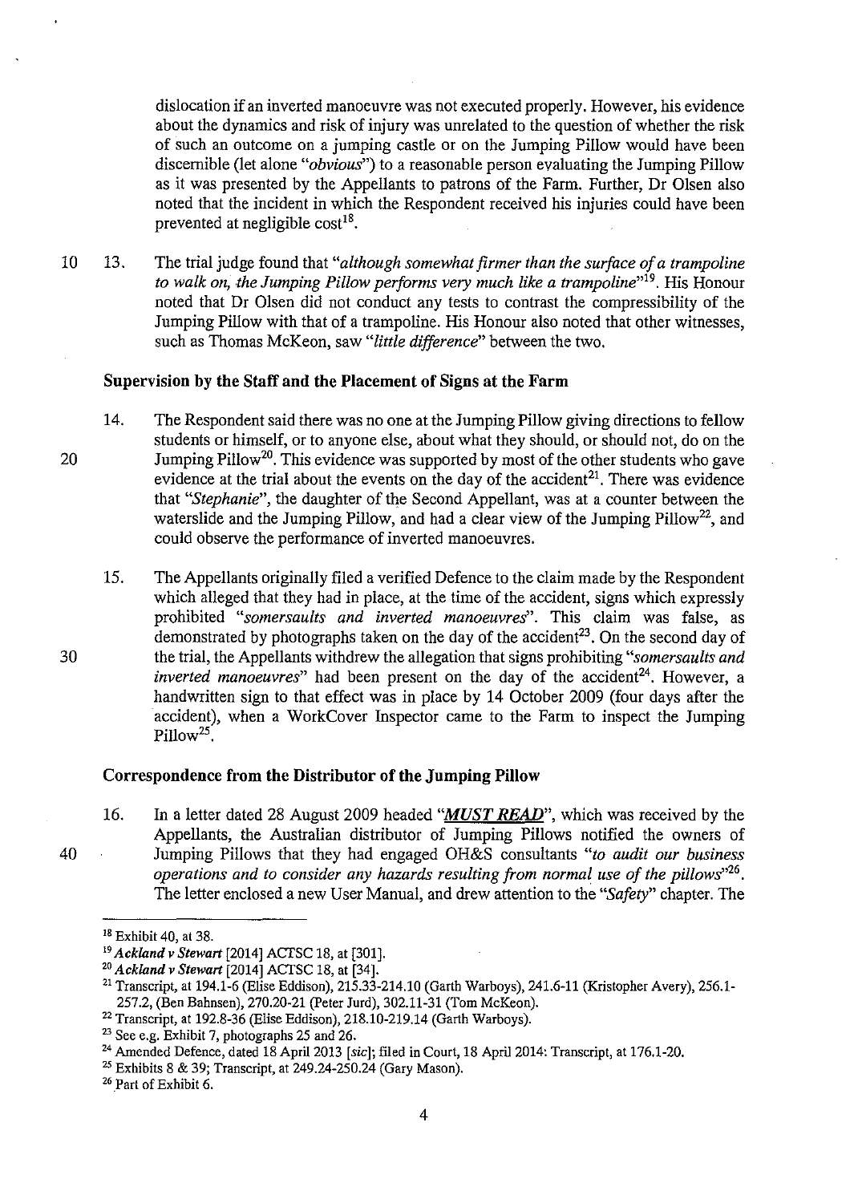dislocation if an inverted manoeuvre was not executed properly. However, his evidence about the dynamics and risk of injury was unrelated to the question of whether the risk of such an outcome on a jumping castle or on the Jumping Pillow would have been discernible (let alone "*obvious*") to a reasonable person evaluating the Jumping Pillow as it was presented by the Appellants to patrons of the Farm. Further, Dr Olsen also noted that the incident in which the Respondent received his injuries could have been prevented at negligible cost[18].

13. The trial judge found that "*although somewhat firmer than the surface of a trampoline to walk on, the Jumping Pillow performs very much like a trampoline*"[19]. His Honour noted that Dr Olsen did not conduct any tests to contrast the compressibility of the Jumping Pillow with that of a trampoline. His Honour also noted that other witnesses, such as Thomas McKeon, saw "*little difference*" between the two.

### Supervision by the Staff and the Placement of Signs at the Farm

14. The Respondent said there was no one at the Jumping Pillow giving directions to fellow students or himself, or to anyone else, about what they should, or should not, do on the Jumping Pillow[20]. This evidence was supported by most of the other students who gave evidence at the trial about the events on the day of the accident[21]. There was evidence that "*Stephanie*", the daughter of the Second Appellant, was at a counter between the waterslide and the Jumping Pillow, and had a clear view of the Jumping Pillow[22], and could observe the performance of inverted manoeuvres.

15. The Appellants originally filed a verified Defence to the claim made by the Respondent which alleged that they had in place, at the time of the accident, signs which expressly prohibited "*somersaults and inverted manoeuvres*". This claim was false, as demonstrated by photographs taken on the day of the accident[23]. On the second day of the trial, the Appellants withdrew the allegation that signs prohibiting "*somersaults and inverted manoeuvres*" had been present on the day of the accident[24]. However, a handwritten sign to that effect was in place by 14 October 2009 (four days after the accident), when a WorkCover Inspector came to the Farm to inspect the Jumping Pillow[25].

### Correspondence from the Distributor of the Jumping Pillow

16. In a letter dated 28 August 2009 headed "***MUST READ***", which was received by the Appellants, the Australian distributor of Jumping Pillows notified the owners of Jumping Pillows that they had engaged OH&S consultants "*to audit our business operations and to consider any hazards resulting from normal use of the pillows*"[26]. The letter enclosed a new User Manual, and drew attention to the "*Safety*" chapter. The

---

[18] Exhibit 40, at 38.

[19] ***Ackland v Stewart*** [2014] ACTSC 18, at [301].

[20] ***Ackland v Stewart*** [2014] ACTSC 18, at [34].

[21] Transcript, at 194.1-6 (Elise Eddison), 215.33-214.10 (Garth Warboys), 241.6-11 (Kristopher Avery), 256.1-257.2, (Ben Bahnsen), 270.20-21 (Peter Jurd), 302.11-31 (Tom McKeon).

[22] Transcript, at 192.8-36 (Elise Eddison), 218.10-219.14 (Garth Warboys).

[23] See e.g. Exhibit 7, photographs 25 and 26.

[24] Amended Defence, dated 18 April 2013 [*sic*]; filed in Court, 18 April 2014: Transcript, at 176.1-20.

[25] Exhibits 8 & 39; Transcript, at 249.24-250.24 (Gary Mason).

[26] Part of Exhibit 6.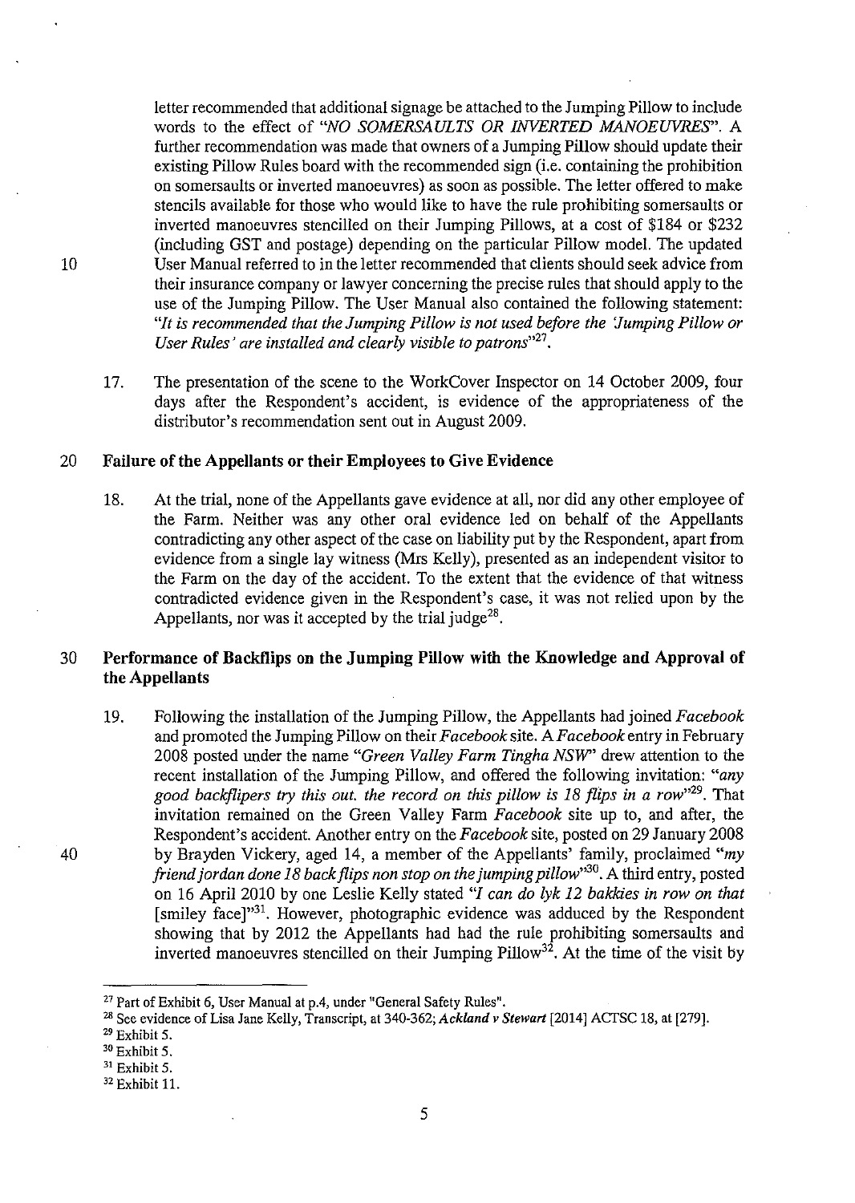letter recommended that additional signage be attached to the Jumping Pillow to include words to the effect of "*NO SOMERSAULTS OR INVERTED MANOEUVRES*". A further recommendation was made that owners of a Jumping Pillow should update their existing Pillow Rules board with the recommended sign (i.e. containing the prohibition on somersaults or inverted manoeuvres) as soon as possible. The letter offered to make stencils available for those who would like to have the rule prohibiting somersaults or inverted manoeuvres stencilled on their Jumping Pillows, at a cost of $184 or $232 (including GST and postage) depending on the particular Pillow model. The updated User Manual referred to in the letter recommended that clients should seek advice from their insurance company or lawyer concerning the precise rules that should apply to the use of the Jumping Pillow. The User Manual also contained the following statement: "*It is recommended that the Jumping Pillow is not used before the 'Jumping Pillow or User Rules' are installed and clearly visible to patrons*"[27].

17. The presentation of the scene to the WorkCover Inspector on 14 October 2009, four days after the Respondent's accident, is evidence of the appropriateness of the distributor's recommendation sent out in August 2009.

## Failure of the Appellants or their Employees to Give Evidence

18. At the trial, none of the Appellants gave evidence at all, nor did any other employee of the Farm. Neither was any other oral evidence led on behalf of the Appellants contradicting any other aspect of the case on liability put by the Respondent, apart from evidence from a single lay witness (Mrs Kelly), presented as an independent visitor to the Farm on the day of the accident. To the extent that the evidence of that witness contradicted evidence given in the Respondent's case, it was not relied upon by the Appellants, nor was it accepted by the trial judge[28].

## Performance of Backflips on the Jumping Pillow with the Knowledge and Approval of the Appellants

19. Following the installation of the Jumping Pillow, the Appellants had joined *Facebook* and promoted the Jumping Pillow on their *Facebook* site. A *Facebook* entry in February 2008 posted under the name "*Green Valley Farm Tingha NSW*" drew attention to the recent installation of the Jumping Pillow, and offered the following invitation: "*any good backflipers try this out. the record on this pillow is 18 flips in a row*"[29]. That invitation remained on the Green Valley Farm *Facebook* site up to, and after, the Respondent's accident. Another entry on the *Facebook* site, posted on 29 January 2008 by Brayden Vickery, aged 14, a member of the Appellants' family, proclaimed "*my friend jordan done 18 back flips non stop on the jumping pillow*"[30]. A third entry, posted on 16 April 2010 by one Leslie Kelly stated "*I can do lyk 12 bakkies in row on that* [smiley face]"[31]. However, photographic evidence was adduced by the Respondent showing that by 2012 the Appellants had had the rule prohibiting somersaults and inverted manoeuvres stencilled on their Jumping Pillow[32]. At the time of the visit by

---

[27] Part of Exhibit 6, User Manual at p.4, under "General Safety Rules".

[28] See evidence of Lisa Jane Kelly, Transcript, at 340-362; ***Ackland v Stewart*** [2014] ACTSC 18, at [279].

[29] Exhibit 5.

[30] Exhibit 5.

[31] Exhibit 5.

[32] Exhibit 11.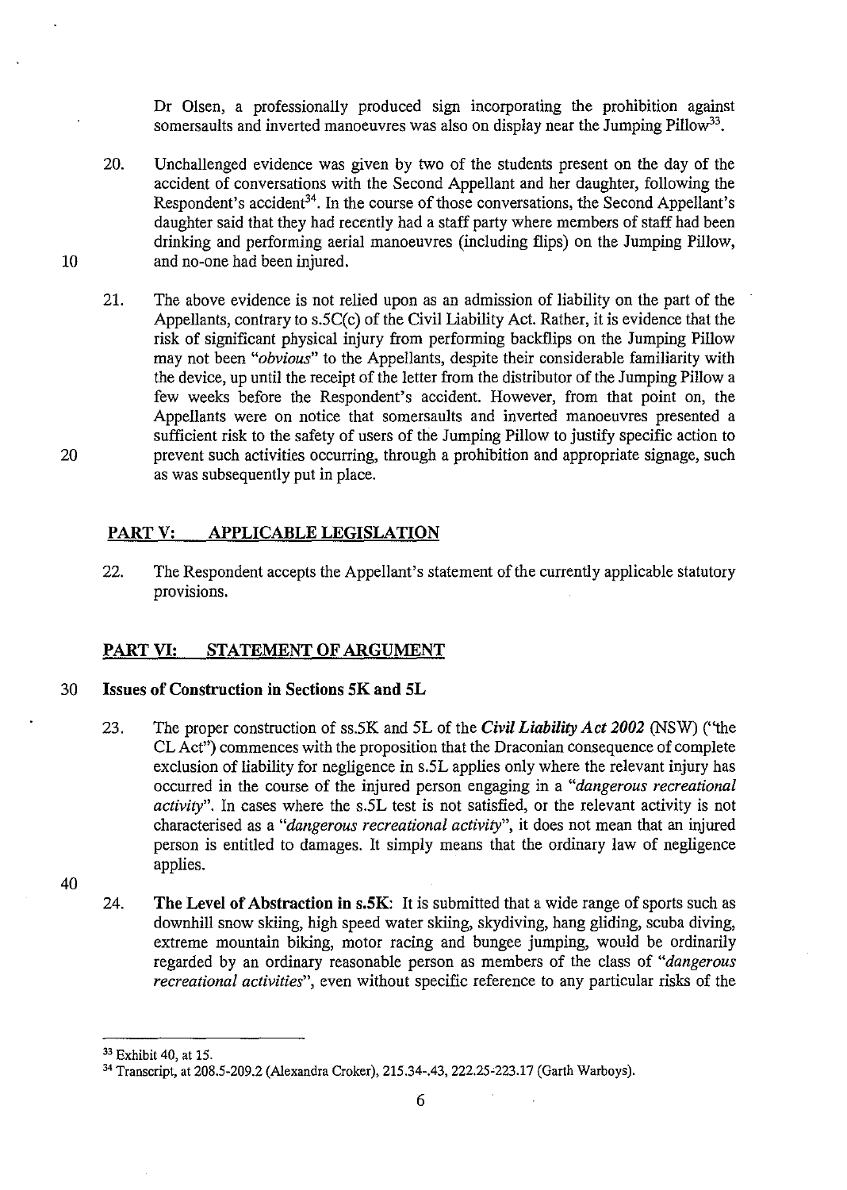Dr Olsen, a professionally produced sign incorporating the prohibition against somersaults and inverted manoeuvres was also on display near the Jumping Pillow[33].

20. Unchallenged evidence was given by two of the students present on the day of the accident of conversations with the Second Appellant and her daughter, following the Respondent's accident[34]. In the course of those conversations, the Second Appellant's daughter said that they had recently had a staff party where members of staff had been drinking and performing aerial manoeuvres (including flips) on the Jumping Pillow, and no-one had been injured.

21. The above evidence is not relied upon as an admission of liability on the part of the Appellants, contrary to s.5C(c) of the Civil Liability Act. Rather, it is evidence that the risk of significant physical injury from performing backflips on the Jumping Pillow may not been *"obvious"* to the Appellants, despite their considerable familiarity with the device, up until the receipt of the letter from the distributor of the Jumping Pillow a few weeks before the Respondent's accident. However, from that point on, the Appellants were on notice that somersaults and inverted manoeuvres presented a sufficient risk to the safety of users of the Jumping Pillow to justify specific action to prevent such activities occurring, through a prohibition and appropriate signage, such as was subsequently put in place.

## PART V: APPLICABLE LEGISLATION

22. The Respondent accepts the Appellant's statement of the currently applicable statutory provisions.

## PART VI: STATEMENT OF ARGUMENT

### Issues of Construction in Sections 5K and 5L

23. The proper construction of ss.5K and 5L of the ***Civil Liability Act 2002*** (NSW) ("the CL Act") commences with the proposition that the Draconian consequence of complete exclusion of liability for negligence in s.5L applies only where the relevant injury has occurred in the course of the injured person engaging in a *"dangerous recreational activity"*. In cases where the s.5L test is not satisfied, or the relevant activity is not characterised as a *"dangerous recreational activity"*, it does not mean that an injured person is entitled to damages. It simply means that the ordinary law of negligence applies.

24. **The Level of Abstraction in s.5K:** It is submitted that a wide range of sports such as downhill snow skiing, high speed water skiing, skydiving, hang gliding, scuba diving, extreme mountain biking, motor racing and bungee jumping, would be ordinarily regarded by an ordinary reasonable person as members of the class of *"dangerous recreational activities"*, even without specific reference to any particular risks of the

---

[33] Exhibit 40, at 15.

[34] Transcript, at 208.5-209.2 (Alexandra Croker), 215.34-.43, 222.25-223.17 (Garth Warboys).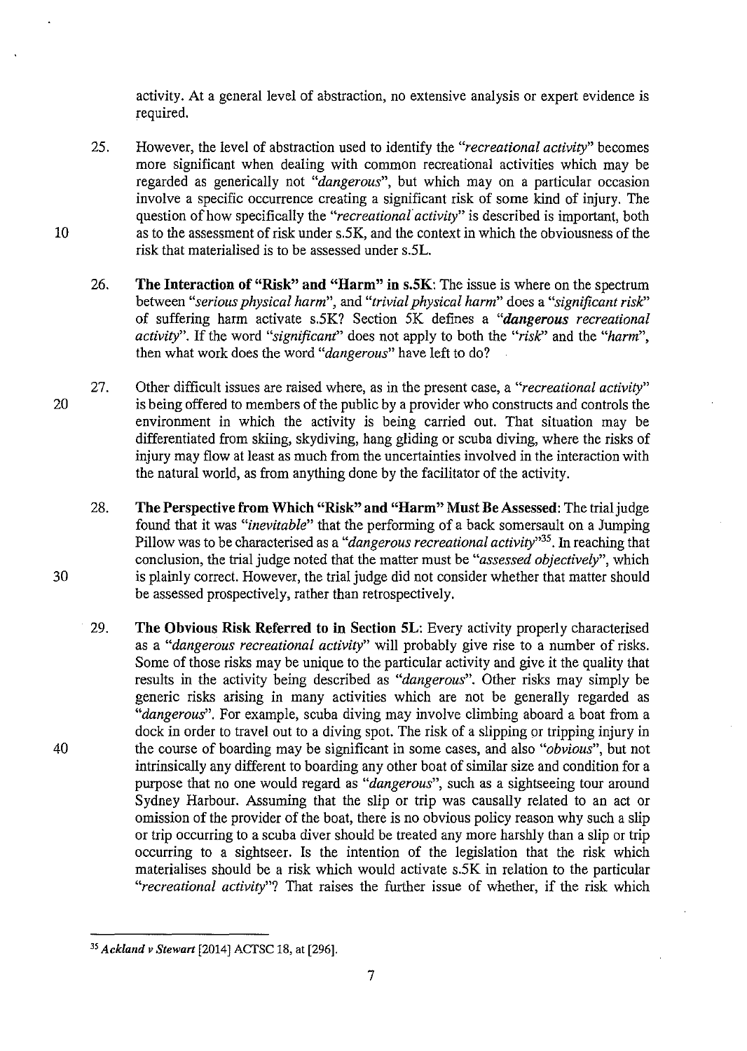activity. At a general level of abstraction, no extensive analysis or expert evidence is required.

25. However, the level of abstraction used to identify the *"recreational activity"* becomes more significant when dealing with common recreational activities which may be regarded as generically not *"dangerous"*, but which may on a particular occasion involve a specific occurrence creating a significant risk of some kind of injury. The question of how specifically the *"recreational activity"* is described is important, both as to the assessment of risk under s.5K, and the context in which the obviousness of the risk that materialised is to be assessed under s.5L.

26. **The Interaction of "Risk" and "Harm" in s.5K**: The issue is where on the spectrum between *"serious physical harm"*, and *"trivial physical harm"* does a *"significant risk"* of suffering harm activate s.5K? Section 5K defines a ***"dangerous** recreational activity"*. If the word *"significant"* does not apply to both the *"risk"* and the *"harm"*, then what work does the word *"dangerous"* have left to do?

27. Other difficult issues are raised where, as in the present case, a *"recreational activity"* is being offered to members of the public by a provider who constructs and controls the environment in which the activity is being carried out. That situation may be differentiated from skiing, skydiving, hang gliding or scuba diving, where the risks of injury may flow at least as much from the uncertainties involved in the interaction with the natural world, as from anything done by the facilitator of the activity.

28. **The Perspective from Which "Risk" and "Harm" Must Be Assessed**: The trial judge found that it was *"inevitable"* that the performing of a back somersault on a Jumping Pillow was to be characterised as a *"dangerous recreational activity"*[35]. In reaching that conclusion, the trial judge noted that the matter must be *"assessed objectively"*, which is plainly correct. However, the trial judge did not consider whether that matter should be assessed prospectively, rather than retrospectively.

29. **The Obvious Risk Referred to in Section 5L**: Every activity properly characterised as a *"dangerous recreational activity"* will probably give rise to a number of risks. Some of those risks may be unique to the particular activity and give it the quality that results in the activity being described as *"dangerous"*. Other risks may simply be generic risks arising in many activities which are not be generally regarded as *"dangerous"*. For example, scuba diving may involve climbing aboard a boat from a dock in order to travel out to a diving spot. The risk of a slipping or tripping injury in the course of boarding may be significant in some cases, and also *"obvious"*, but not intrinsically any different to boarding any other boat of similar size and condition for a purpose that no one would regard as *"dangerous"*, such as a sightseeing tour around Sydney Harbour. Assuming that the slip or trip was causally related to an act or omission of the provider of the boat, there is no obvious policy reason why such a slip or trip occurring to a scuba diver should be treated any more harshly than a slip or trip occurring to a sightseer. Is the intention of the legislation that the risk which materialises should be a risk which would activate s.5K in relation to the particular *"recreational activity"*? That raises the further issue of whether, if the risk which

---

[35] ***Ackland v Stewart*** [2014] ACTSC 18, at [296].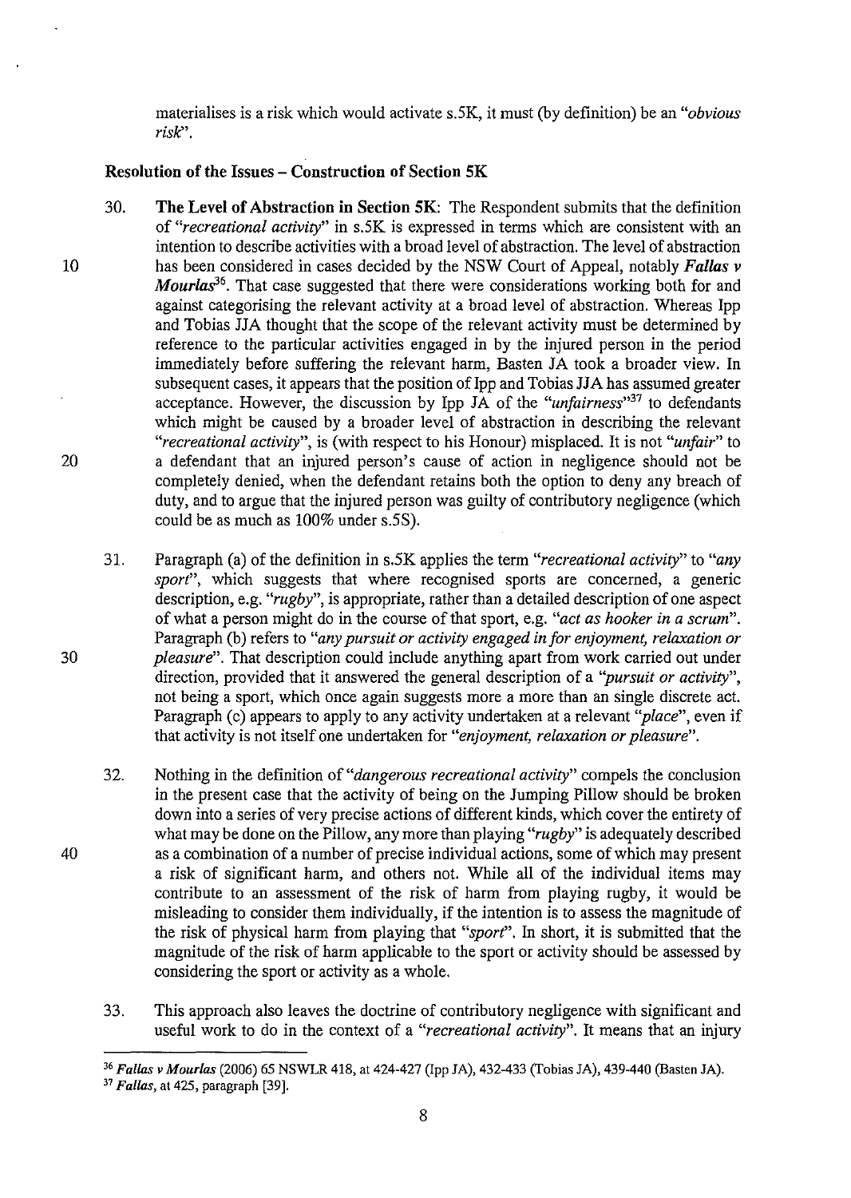materialises is a risk which would activate s.5K, it must (by definition) be an *"obvious risk"*.

**Resolution of the Issues – Construction of Section 5K**

30. **The Level of Abstraction in Section 5K**: The Respondent submits that the definition of *"recreational activity"* in s.5K is expressed in terms which are consistent with an intention to describe activities with a broad level of abstraction. The level of abstraction has been considered in cases decided by the NSW Court of Appeal, notably ***Fallas v Mourlas***[36]. That case suggested that there were considerations working both for and against categorising the relevant activity at a broad level of abstraction. Whereas Ipp and Tobias JJA thought that the scope of the relevant activity must be determined by reference to the particular activities engaged in by the injured person in the period immediately before suffering the relevant harm, Basten JA took a broader view. In subsequent cases, it appears that the position of Ipp and Tobias JJA has assumed greater acceptance. However, the discussion by Ipp JA of the *"unfairness"*[37] to defendants which might be caused by a broader level of abstraction in describing the relevant *"recreational activity"*, is (with respect to his Honour) misplaced. It is not *"unfair"* to a defendant that an injured person's cause of action in negligence should not be completely denied, when the defendant retains both the option to deny any breach of duty, and to argue that the injured person was guilty of contributory negligence (which could be as much as 100% under s.5S).

31. Paragraph (a) of the definition in s.5K applies the term *"recreational activity"* to *"any sport"*, which suggests that where recognised sports are concerned, a generic description, e.g. *"rugby"*, is appropriate, rather than a detailed description of one aspect of what a person might do in the course of that sport, e.g. *"act as hooker in a scrum"*. Paragraph (b) refers to *"any pursuit or activity engaged in for enjoyment, relaxation or pleasure"*. That description could include anything apart from work carried out under direction, provided that it answered the general description of a *"pursuit or activity"*, not being a sport, which once again suggests more a more than an single discrete act. Paragraph (c) appears to apply to any activity undertaken at a relevant *"place"*, even if that activity is not itself one undertaken for *"enjoyment, relaxation or pleasure"*.

32. Nothing in the definition of *"dangerous recreational activity"* compels the conclusion in the present case that the activity of being on the Jumping Pillow should be broken down into a series of very precise actions of different kinds, which cover the entirety of what may be done on the Pillow, any more than playing *"rugby"* is adequately described as a combination of a number of precise individual actions, some of which may present a risk of significant harm, and others not. While all of the individual items may contribute to an assessment of the risk of harm from playing rugby, it would be misleading to consider them individually, if the intention is to assess the magnitude of the risk of physical harm from playing that *"sport"*. In short, it is submitted that the magnitude of the risk of harm applicable to the sport or activity should be assessed by considering the sport or activity as a whole.

33. This approach also leaves the doctrine of contributory negligence with significant and useful work to do in the context of a *"recreational activity"*. It means that an injury

---

[36] ***Fallas v Mourlas*** (2006) 65 NSWLR 418, at 424-427 (Ipp JA), 432-433 (Tobias JA), 439-440 (Basten JA).

[37] ***Fallas***, at 425, paragraph [39].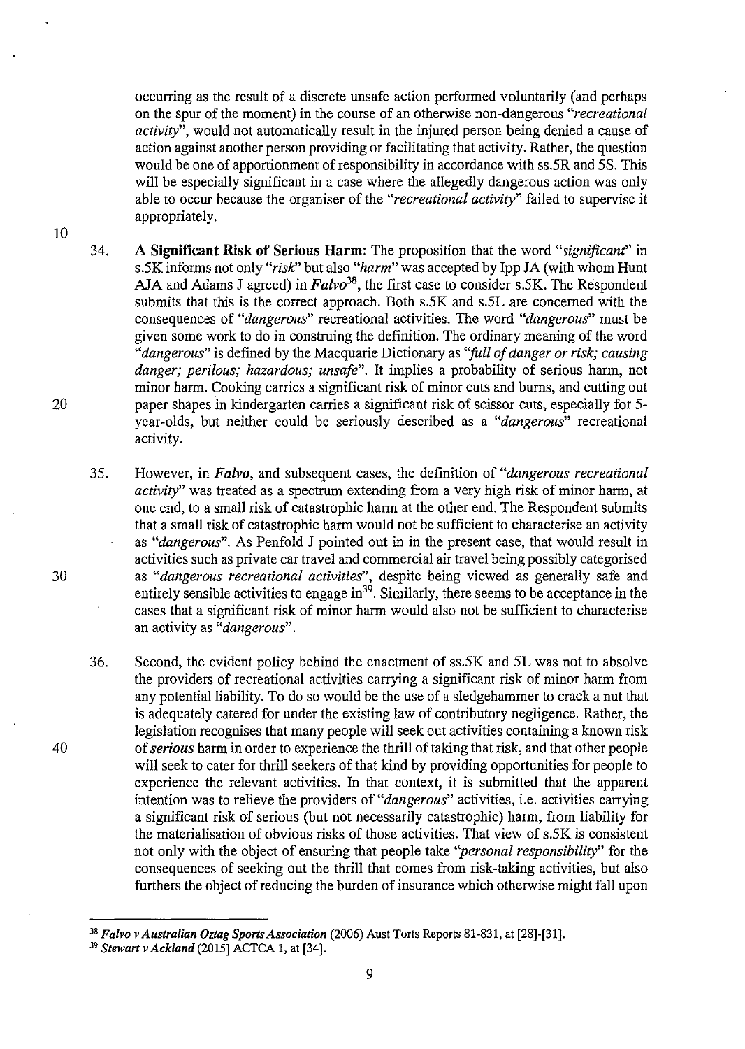occurring as the result of a discrete unsafe action performed voluntarily (and perhaps on the spur of the moment) in the course of an otherwise non-dangerous *"recreational activity"*, would not automatically result in the injured person being denied a cause of action against another person providing or facilitating that activity. Rather, the question would be one of apportionment of responsibility in accordance with ss.5R and 5S. This will be especially significant in a case where the allegedly dangerous action was only able to occur because the organiser of the *"recreational activity"* failed to supervise it appropriately.

34. **A Significant Risk of Serious Harm:** The proposition that the word *"significant"* in s.5K informs not only *"risk"* but also *"harm"* was accepted by Ipp JA (with whom Hunt AJA and Adams J agreed) in ***Falvo***[38], the first case to consider s.5K. The Respondent submits that this is the correct approach. Both s.5K and s.5L are concerned with the consequences of *"dangerous"* recreational activities. The word *"dangerous"* must be given some work to do in construing the definition. The ordinary meaning of the word *"dangerous"* is defined by the Macquarie Dictionary as *"full of danger or risk; causing danger; perilous; hazardous; unsafe"*. It implies a probability of serious harm, not minor harm. Cooking carries a significant risk of minor cuts and burns, and cutting out paper shapes in kindergarten carries a significant risk of scissor cuts, especially for 5-year-olds, but neither could be seriously described as a *"dangerous"* recreational activity.

35. However, in ***Falvo***, and subsequent cases, the definition of *"dangerous recreational activity"* was treated as a spectrum extending from a very high risk of minor harm, at one end, to a small risk of catastrophic harm at the other end. The Respondent submits that a small risk of catastrophic harm would not be sufficient to characterise an activity as *"dangerous"*. As Penfold J pointed out in in the present case, that would result in activities such as private car travel and commercial air travel being possibly categorised as *"dangerous recreational activities"*, despite being viewed as generally safe and entirely sensible activities to engage in[39]. Similarly, there seems to be acceptance in the cases that a significant risk of minor harm would also not be sufficient to characterise an activity as *"dangerous"*.

36. Second, the evident policy behind the enactment of ss.5K and 5L was not to absolve the providers of recreational activities carrying a significant risk of minor harm from any potential liability. To do so would be the use of a sledgehammer to crack a nut that is adequately catered for under the existing law of contributory negligence. Rather, the legislation recognises that many people will seek out activities containing a known risk of ***serious*** harm in order to experience the thrill of taking that risk, and that other people will seek to cater for thrill seekers of that kind by providing opportunities for people to experience the relevant activities. In that context, it is submitted that the apparent intention was to relieve the providers of *"dangerous"* activities, i.e. activities carrying a significant risk of serious (but not necessarily catastrophic) harm, from liability for the materialisation of obvious risks of those activities. That view of s.5K is consistent not only with the object of ensuring that people take *"personal responsibility"* for the consequences of seeking out the thrill that comes from risk-taking activities, but also furthers the object of reducing the burden of insurance which otherwise might fall upon

---

[38] ***Falvo v Australian Oztag Sports Association*** (2006) Aust Torts Reports 81-831, at [28]-[31].

[39] ***Stewart v Ackland*** [2015] ACTCA 1, at [34].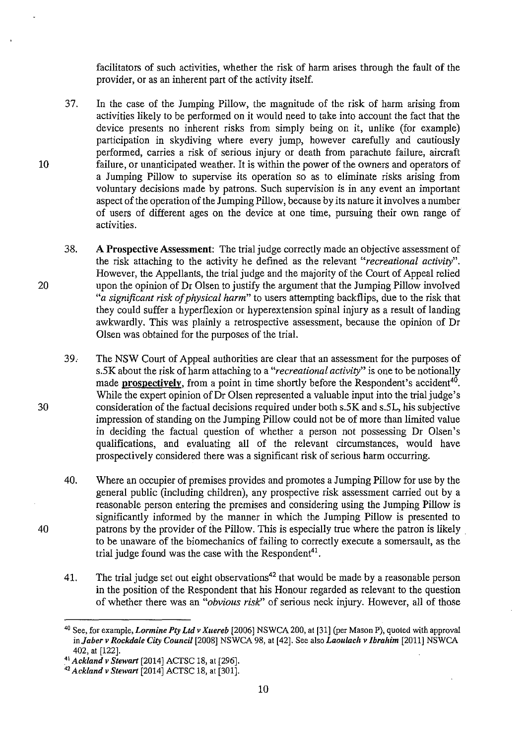facilitators of such activities, whether the risk of harm arises through the fault of the provider, or as an inherent part of the activity itself.

37. In the case of the Jumping Pillow, the magnitude of the risk of harm arising from activities likely to be performed on it would need to take into account the fact that the device presents no inherent risks from simply being on it, unlike (for example) participation in skydiving where every jump, however carefully and cautiously performed, carries a risk of serious injury or death from parachute failure, aircraft failure, or unanticipated weather. It is within the power of the owners and operators of a Jumping Pillow to supervise its operation so as to eliminate risks arising from voluntary decisions made by patrons. Such supervision is in any event an important aspect of the operation of the Jumping Pillow, because by its nature it involves a number of users of different ages on the device at one time, pursuing their own range of activities.

38. **A Prospective Assessment**: The trial judge correctly made an objective assessment of the risk attaching to the activity he defined as the relevant *"recreational activity"*. However, the Appellants, the trial judge and the majority of the Court of Appeal relied upon the opinion of Dr Olsen to justify the argument that the Jumping Pillow involved *"a significant risk of physical harm"* to users attempting backflips, due to the risk that they could suffer a hyperflexion or hyperextension spinal injury as a result of landing awkwardly. This was plainly a retrospective assessment, because the opinion of Dr Olsen was obtained for the purposes of the trial.

39. The NSW Court of Appeal authorities are clear that an assessment for the purposes of s.5K about the risk of harm attaching to a *"recreational activity"* is one to be notionally made **prospectively**, from a point in time shortly before the Respondent's accident[40]. While the expert opinion of Dr Olsen represented a valuable input into the trial judge's consideration of the factual decisions required under both s.5K and s.5L, his subjective impression of standing on the Jumping Pillow could not be of more than limited value in deciding the factual question of whether a person not possessing Dr Olsen's qualifications, and evaluating all of the relevant circumstances, would have prospectively considered there was a significant risk of serious harm occurring.

40. Where an occupier of premises provides and promotes a Jumping Pillow for use by the general public (including children), any prospective risk assessment carried out by a reasonable person entering the premises and considering using the Jumping Pillow is significantly informed by the manner in which the Jumping Pillow is presented to patrons by the provider of the Pillow. This is especially true where the patron is likely to be unaware of the biomechanics of failing to correctly execute a somersault, as the trial judge found was the case with the Respondent[41].

41. The trial judge set out eight observations[42] that would be made by a reasonable person in the position of the Respondent that his Honour regarded as relevant to the question of whether there was an *"obvious risk"* of serious neck injury. However, all of those

---

[40] See, for example, ***Lormine Pty Ltd v Xuereb*** [2006] NSWCA 200, at [31] (per Mason P), quoted with approval in ***Jaber v Rockdale City Council*** [2008] NSWCA 98, at [42]. See also ***Laoulach v Ibrahim*** [2011] NSWCA 402, at [122].

[41] ***Ackland v Stewart*** [2014] ACTSC 18, at [296].

[42] ***Ackland v Stewart*** [2014] ACTSC 18, at [301].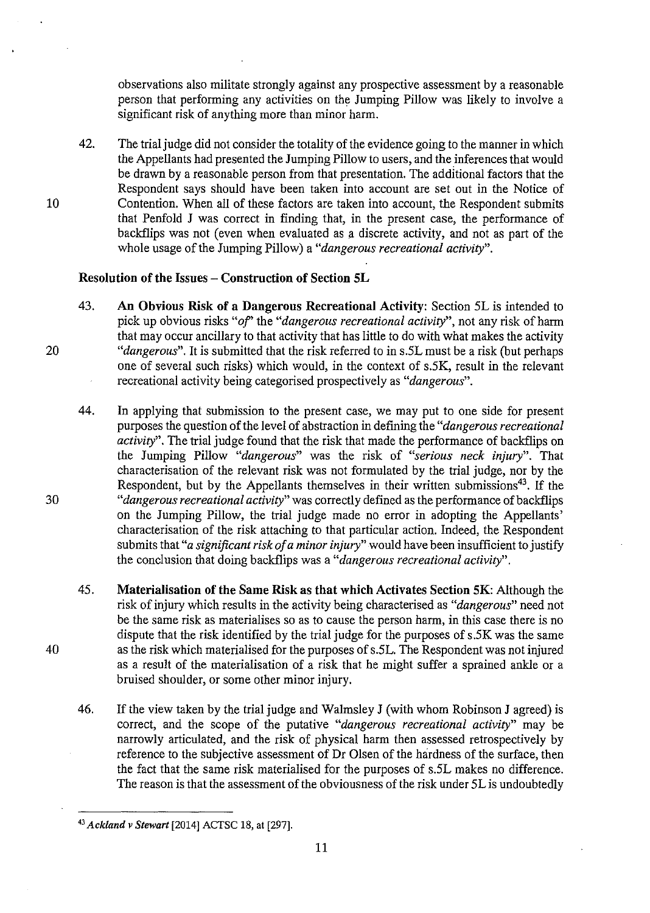observations also militate strongly against any prospective assessment by a reasonable person that performing any activities on the Jumping Pillow was likely to involve a significant risk of anything more than minor harm.

42. The trial judge did not consider the totality of the evidence going to the manner in which the Appellants had presented the Jumping Pillow to users, and the inferences that would be drawn by a reasonable person from that presentation. The additional factors that the Respondent says should have been taken into account are set out in the Notice of Contention. When all of these factors are taken into account, the Respondent submits that Penfold J was correct in finding that, in the present case, the performance of backflips was not (even when evaluated as a discrete activity, and not as part of the whole usage of the Jumping Pillow) a *"dangerous recreational activity"*.

### Resolution of the Issues – Construction of Section 5L

43. **An Obvious Risk of a Dangerous Recreational Activity**: Section 5L is intended to pick up obvious risks *"of"* the *"dangerous recreational activity"*, not any risk of harm that may occur ancillary to that activity that has little to do with what makes the activity *"dangerous"*. It is submitted that the risk referred to in s.5L must be a risk (but perhaps one of several such risks) which would, in the context of s.5K, result in the relevant recreational activity being categorised prospectively as *"dangerous"*.

44. In applying that submission to the present case, we may put to one side for present purposes the question of the level of abstraction in defining the *"dangerous recreational activity"*. The trial judge found that the risk that made the performance of backflips on the Jumping Pillow *"dangerous"* was the risk of *"serious neck injury"*. That characterisation of the relevant risk was not formulated by the trial judge, nor by the Respondent, but by the Appellants themselves in their written submissions[43]. If the *"dangerous recreational activity"* was correctly defined as the performance of backflips on the Jumping Pillow, the trial judge made no error in adopting the Appellants' characterisation of the risk attaching to that particular action. Indeed, the Respondent submits that *"a significant risk of a minor injury"* would have been insufficient to justify the conclusion that doing backflips was a *"dangerous recreational activity"*.

45. **Materialisation of the Same Risk as that which Activates Section 5K**: Although the risk of injury which results in the activity being characterised as *"dangerous"* need not be the same risk as materialises so as to cause the person harm, in this case there is no dispute that the risk identified by the trial judge for the purposes of s.5K was the same as the risk which materialised for the purposes of s.5L. The Respondent was not injured as a result of the materialisation of a risk that he might suffer a sprained ankle or a bruised shoulder, or some other minor injury.

46. If the view taken by the trial judge and Walmsley J (with whom Robinson J agreed) is correct, and the scope of the putative *"dangerous recreational activity"* may be narrowly articulated, and the risk of physical harm then assessed retrospectively by reference to the subjective assessment of Dr Olsen of the hardness of the surface, then the fact that the same risk materialised for the purposes of s.5L makes no difference. The reason is that the assessment of the obviousness of the risk under 5L is undoubtedly

---

[43] ***Ackland v Stewart*** [2014] ACTSC 18, at [297].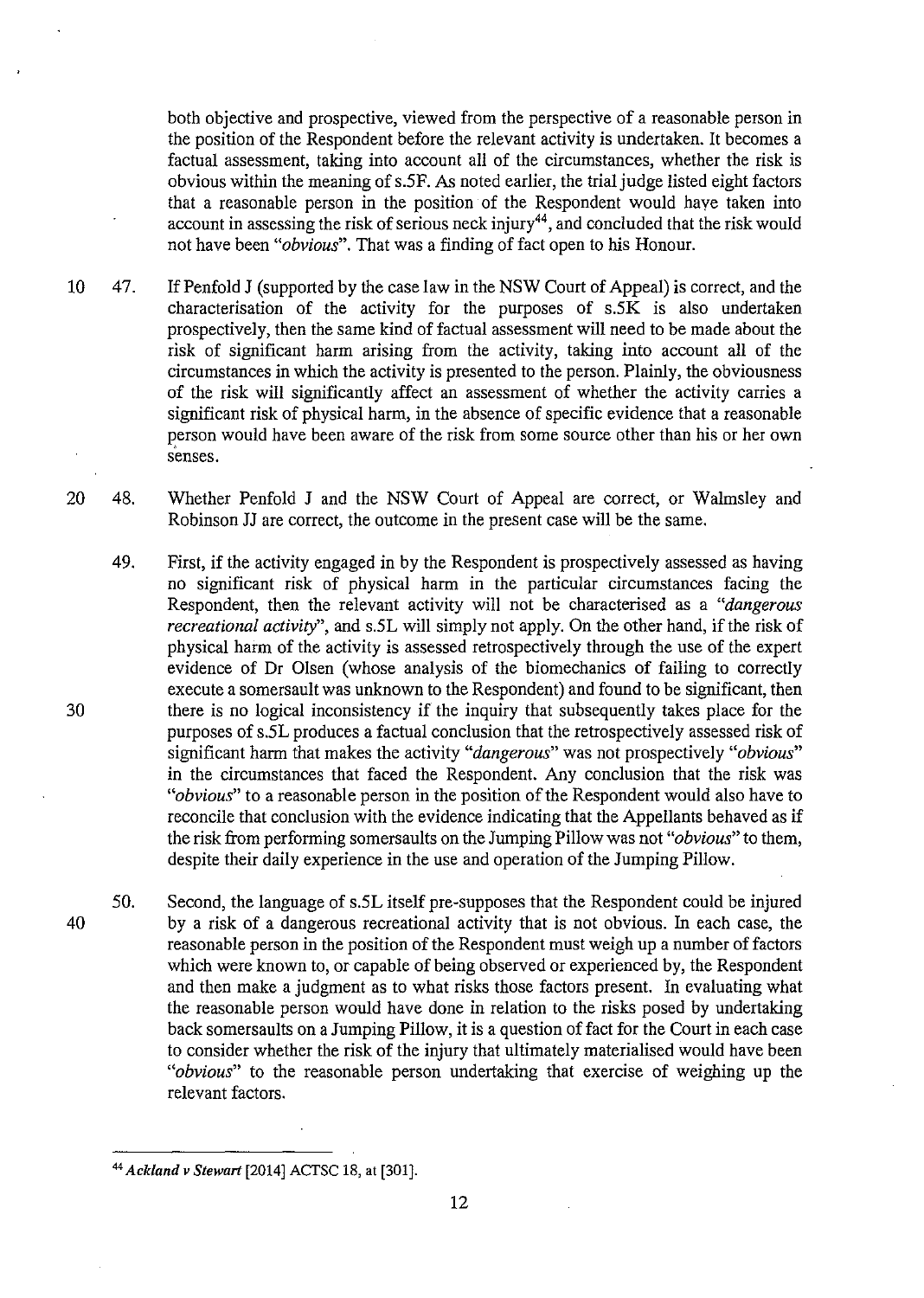both objective and prospective, viewed from the perspective of a reasonable person in the position of the Respondent before the relevant activity is undertaken. It becomes a factual assessment, taking into account all of the circumstances, whether the risk is obvious within the meaning of s.5F. As noted earlier, the trial judge listed eight factors that a reasonable person in the position of the Respondent would have taken into account in assessing the risk of serious neck injury[44], and concluded that the risk would not have been *"obvious"*. That was a finding of fact open to his Honour.

47. If Penfold J (supported by the case law in the NSW Court of Appeal) is correct, and the characterisation of the activity for the purposes of s.5K is also undertaken prospectively, then the same kind of factual assessment will need to be made about the risk of significant harm arising from the activity, taking into account all of the circumstances in which the activity is presented to the person. Plainly, the obviousness of the risk will significantly affect an assessment of whether the activity carries a significant risk of physical harm, in the absence of specific evidence that a reasonable person would have been aware of the risk from some source other than his or her own senses.

48. Whether Penfold J and the NSW Court of Appeal are correct, or Walmsley and Robinson JJ are correct, the outcome in the present case will be the same.

49. First, if the activity engaged in by the Respondent is prospectively assessed as having no significant risk of physical harm in the particular circumstances facing the Respondent, then the relevant activity will not be characterised as a *"dangerous recreational activity"*, and s.5L will simply not apply. On the other hand, if the risk of physical harm of the activity is assessed retrospectively through the use of the expert evidence of Dr Olsen (whose analysis of the biomechanics of failing to correctly execute a somersault was unknown to the Respondent) and found to be significant, then there is no logical inconsistency if the inquiry that subsequently takes place for the purposes of s.5L produces a factual conclusion that the retrospectively assessed risk of significant harm that makes the activity *"dangerous"* was not prospectively *"obvious"* in the circumstances that faced the Respondent. Any conclusion that the risk was *"obvious"* to a reasonable person in the position of the Respondent would also have to reconcile that conclusion with the evidence indicating that the Appellants behaved as if the risk from performing somersaults on the Jumping Pillow was not *"obvious"* to them, despite their daily experience in the use and operation of the Jumping Pillow.

50. Second, the language of s.5L itself pre-supposes that the Respondent could be injured by a risk of a dangerous recreational activity that is not obvious. In each case, the reasonable person in the position of the Respondent must weigh up a number of factors which were known to, or capable of being observed or experienced by, the Respondent and then make a judgment as to what risks those factors present. In evaluating what the reasonable person would have done in relation to the risks posed by undertaking back somersaults on a Jumping Pillow, it is a question of fact for the Court in each case to consider whether the risk of the injury that ultimately materialised would have been *"obvious"* to the reasonable person undertaking that exercise of weighing up the relevant factors.

---

[44] *Ackland v Stewart* [2014] ACTSC 18, at [301].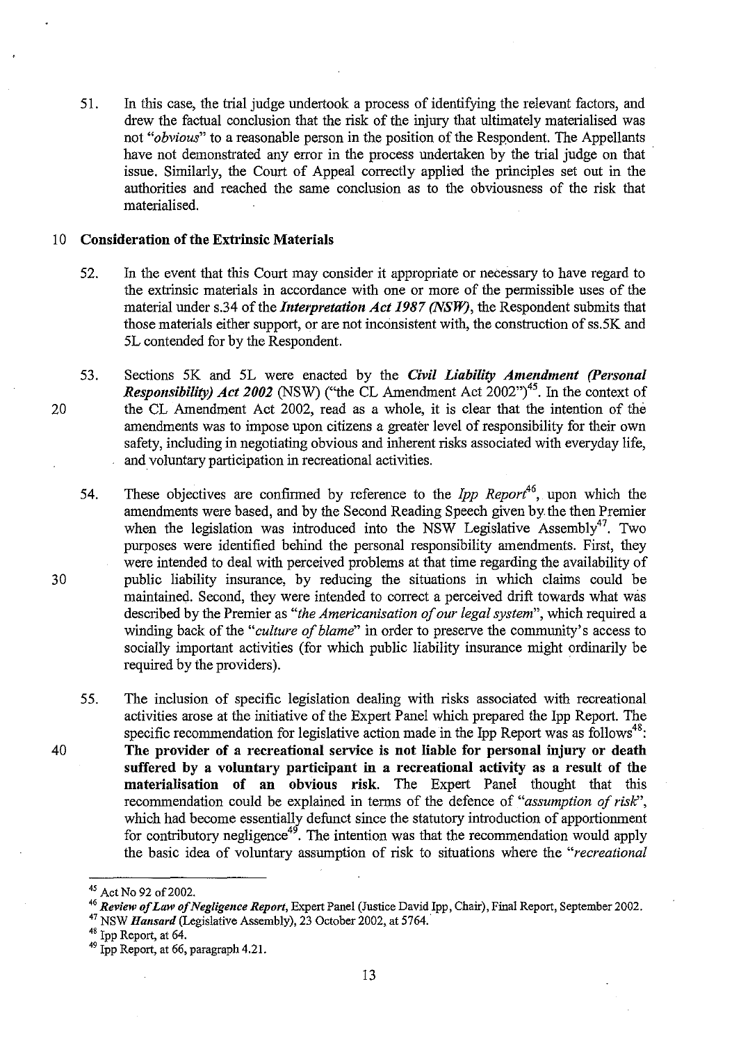51. In this case, the trial judge undertook a process of identifying the relevant factors, and drew the factual conclusion that the risk of the injury that ultimately materialised was not "*obvious*" to a reasonable person in the position of the Respondent. The Appellants have not demonstrated any error in the process undertaken by the trial judge on that issue. Similarly, the Court of Appeal correctly applied the principles set out in the authorities and reached the same conclusion as to the obviousness of the risk that materialised.

## Consideration of the Extrinsic Materials

52. In the event that this Court may consider it appropriate or necessary to have regard to the extrinsic materials in accordance with one or more of the permissible uses of the material under s.34 of the ***Interpretation Act 1987 (NSW)***, the Respondent submits that those materials either support, or are not inconsistent with, the construction of ss.5K and 5L contended for by the Respondent.

53. Sections 5K and 5L were enacted by the ***Civil Liability Amendment (Personal Responsibility) Act 2002*** (NSW) ("the CL Amendment Act 2002")[45]. In the context of the CL Amendment Act 2002, read as a whole, it is clear that the intention of the amendments was to impose upon citizens a greater level of responsibility for their own safety, including in negotiating obvious and inherent risks associated with everyday life, and voluntary participation in recreational activities.

54. These objectives are confirmed by reference to the *Ipp Report*[46], upon which the amendments were based, and by the Second Reading Speech given by the then Premier when the legislation was introduced into the NSW Legislative Assembly[47]. Two purposes were identified behind the personal responsibility amendments. First, they were intended to deal with perceived problems at that time regarding the availability of public liability insurance, by reducing the situations in which claims could be maintained. Second, they were intended to correct a perceived drift towards what was described by the Premier as "*the Americanisation of our legal system*", which required a winding back of the "*culture of blame*" in order to preserve the community's access to socially important activities (for which public liability insurance might ordinarily be required by the providers).

55. The inclusion of specific legislation dealing with risks associated with recreational activities arose at the initiative of the Expert Panel which prepared the Ipp Report. The specific recommendation for legislative action made in the Ipp Report was as follows[48]: **The provider of a recreational service is not liable for personal injury or death suffered by a voluntary participant in a recreational activity as a result of the materialisation of an obvious risk.** The Expert Panel thought that this recommendation could be explained in terms of the defence of "*assumption of risk*", which had become essentially defunct since the statutory introduction of apportionment for contributory negligence[49]. The intention was that the recommendation would apply the basic idea of voluntary assumption of risk to situations where the "*recreational*

---

[45] Act No 92 of 2002.

[46] ***Review of Law of Negligence Report***, Expert Panel (Justice David Ipp, Chair), Final Report, September 2002.

[47] NSW ***Hansard*** (Legislative Assembly), 23 October 2002, at 5764.

[48] Ipp Report, at 64.

[49] Ipp Report, at 66, paragraph 4.21.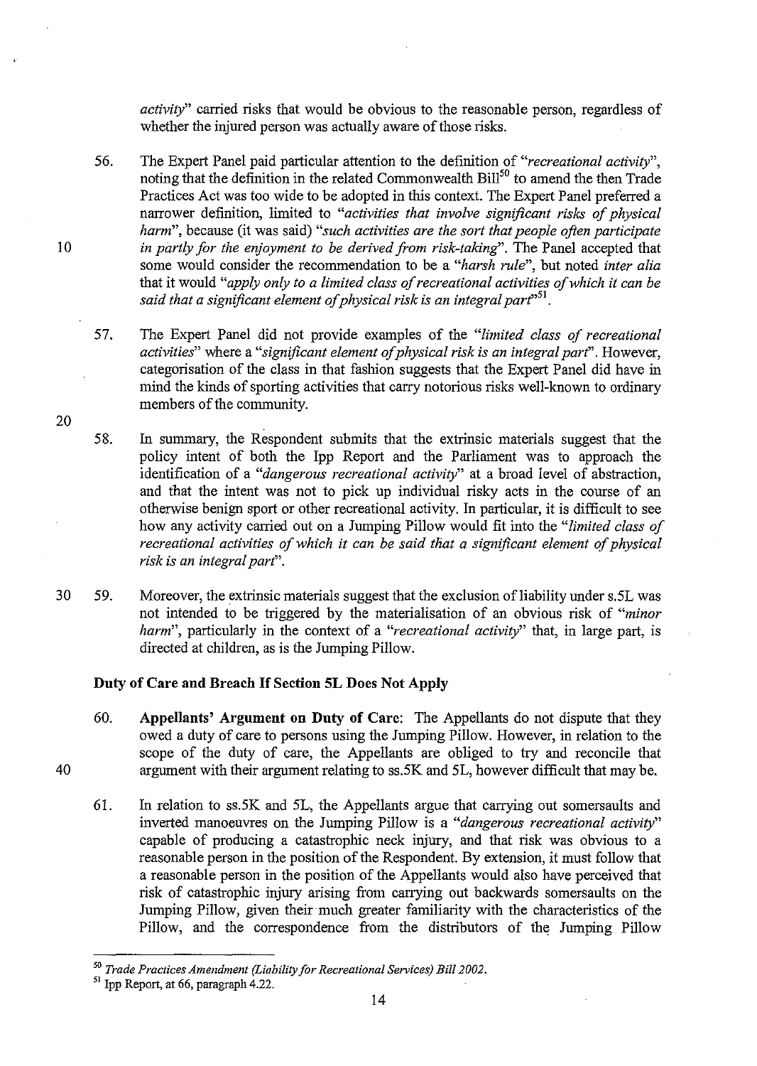*activity*" carried risks that would be obvious to the reasonable person, regardless of whether the injured person was actually aware of those risks.

56. The Expert Panel paid particular attention to the definition of "*recreational activity*", noting that the definition in the related Commonwealth Bill[50] to amend the then Trade Practices Act was too wide to be adopted in this context. The Expert Panel preferred a narrower definition, limited to "*activities that involve significant risks of physical harm*", because (it was said) "*such activities are the sort that people often participate in partly for the enjoyment to be derived from risk-taking*". The Panel accepted that some would consider the recommendation to be a "*harsh rule*", but noted *inter alia* that it would "*apply only to a limited class of recreational activities of which it can be said that a significant element of physical risk is an integral part*"[51].

57. The Expert Panel did not provide examples of the "*limited class of recreational activities*" where a "*significant element of physical risk is an integral part*". However, categorisation of the class in that fashion suggests that the Expert Panel did have in mind the kinds of sporting activities that carry notorious risks well-known to ordinary members of the community.

58. In summary, the Respondent submits that the extrinsic materials suggest that the policy intent of both the Ipp Report and the Parliament was to approach the identification of a "*dangerous recreational activity*" at a broad level of abstraction, and that the intent was not to pick up individual risky acts in the course of an otherwise benign sport or other recreational activity. In particular, it is difficult to see how any activity carried out on a Jumping Pillow would fit into the "*limited class of recreational activities of which it can be said that a significant element of physical risk is an integral part*".

59. Moreover, the extrinsic materials suggest that the exclusion of liability under s.5L was not intended to be triggered by the materialisation of an obvious risk of "*minor harm*", particularly in the context of a "*recreational activity*" that, in large part, is directed at children, as is the Jumping Pillow.

### Duty of Care and Breach If Section 5L Does Not Apply

60. **Appellants' Argument on Duty of Care:** The Appellants do not dispute that they owed a duty of care to persons using the Jumping Pillow. However, in relation to the scope of the duty of care, the Appellants are obliged to try and reconcile that argument with their argument relating to ss.5K and 5L, however difficult that may be.

61. In relation to ss.5K and 5L, the Appellants argue that carrying out somersaults and inverted manoeuvres on the Jumping Pillow is a "*dangerous recreational activity*" capable of producing a catastrophic neck injury, and that risk was obvious to a reasonable person in the position of the Respondent. By extension, it must follow that a reasonable person in the position of the Appellants would also have perceived that risk of catastrophic injury arising from carrying out backwards somersaults on the Jumping Pillow, given their much greater familiarity with the characteristics of the Pillow, and the correspondence from the distributors of the Jumping Pillow

---

[50] *Trade Practices Amendment (Liability for Recreational Services) Bill 2002.*

[51] Ipp Report, at 66, paragraph 4.22.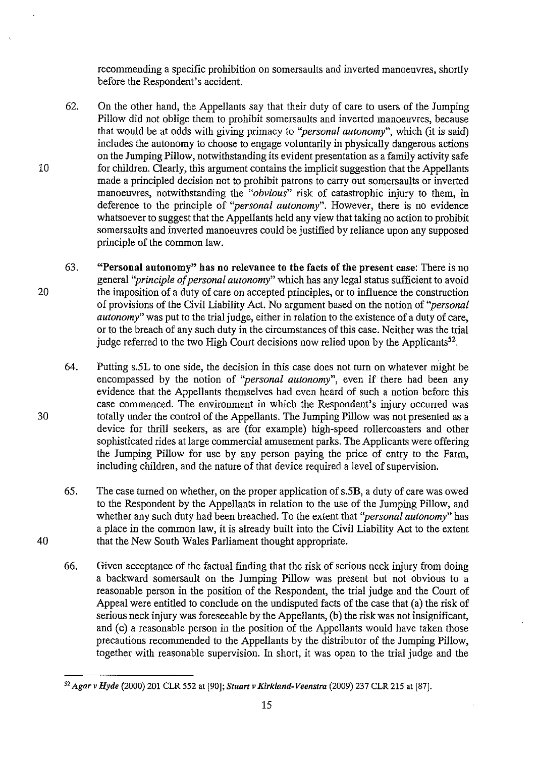recommending a specific prohibition on somersaults and inverted manoeuvres, shortly before the Respondent's accident.

62. On the other hand, the Appellants say that their duty of care to users of the Jumping Pillow did not oblige them to prohibit somersaults and inverted manoeuvres, because that would be at odds with giving primacy to *"personal autonomy"*, which (it is said) includes the autonomy to choose to engage voluntarily in physically dangerous actions on the Jumping Pillow, notwithstanding its evident presentation as a family activity safe for children. Clearly, this argument contains the implicit suggestion that the Appellants made a principled decision not to prohibit patrons to carry out somersaults or inverted manoeuvres, notwithstanding the *"obvious"* risk of catastrophic injury to them, in deference to the principle of *"personal autonomy"*. However, there is no evidence whatsoever to suggest that the Appellants held any view that taking no action to prohibit somersaults and inverted manoeuvres could be justified by reliance upon any supposed principle of the common law.

63. **"Personal autonomy" has no relevance to the facts of the present case**: There is no general *"principle of personal autonomy"* which has any legal status sufficient to avoid the imposition of a duty of care on accepted principles, or to influence the construction of provisions of the Civil Liability Act. No argument based on the notion of *"personal autonomy"* was put to the trial judge, either in relation to the existence of a duty of care, or to the breach of any such duty in the circumstances of this case. Neither was the trial judge referred to the two High Court decisions now relied upon by the Applicants[52].

64. Putting s.5L to one side, the decision in this case does not turn on whatever might be encompassed by the notion of *"personal autonomy"*, even if there had been any evidence that the Appellants themselves had even heard of such a notion before this case commenced. The environment in which the Respondent's injury occurred was totally under the control of the Appellants. The Jumping Pillow was not presented as a device for thrill seekers, as are (for example) high-speed rollercoasters and other sophisticated rides at large commercial amusement parks. The Applicants were offering the Jumping Pillow for use by any person paying the price of entry to the Farm, including children, and the nature of that device required a level of supervision.

65. The case turned on whether, on the proper application of s.5B, a duty of care was owed to the Respondent by the Appellants in relation to the use of the Jumping Pillow, and whether any such duty had been breached. To the extent that *"personal autonomy"* has a place in the common law, it is already built into the Civil Liability Act to the extent that the New South Wales Parliament thought appropriate.

66. Given acceptance of the factual finding that the risk of serious neck injury from doing a backward somersault on the Jumping Pillow was present but not obvious to a reasonable person in the position of the Respondent, the trial judge and the Court of Appeal were entitled to conclude on the undisputed facts of the case that (a) the risk of serious neck injury was foreseeable by the Appellants, (b) the risk was not insignificant, and (c) a reasonable person in the position of the Appellants would have taken those precautions recommended to the Appellants by the distributor of the Jumping Pillow, together with reasonable supervision. In short, it was open to the trial judge and the

---

[52] *Agar v Hyde* (2000) 201 CLR 552 at [90]; *Stuart v Kirkland-Veenstra* (2009) 237 CLR 215 at [87].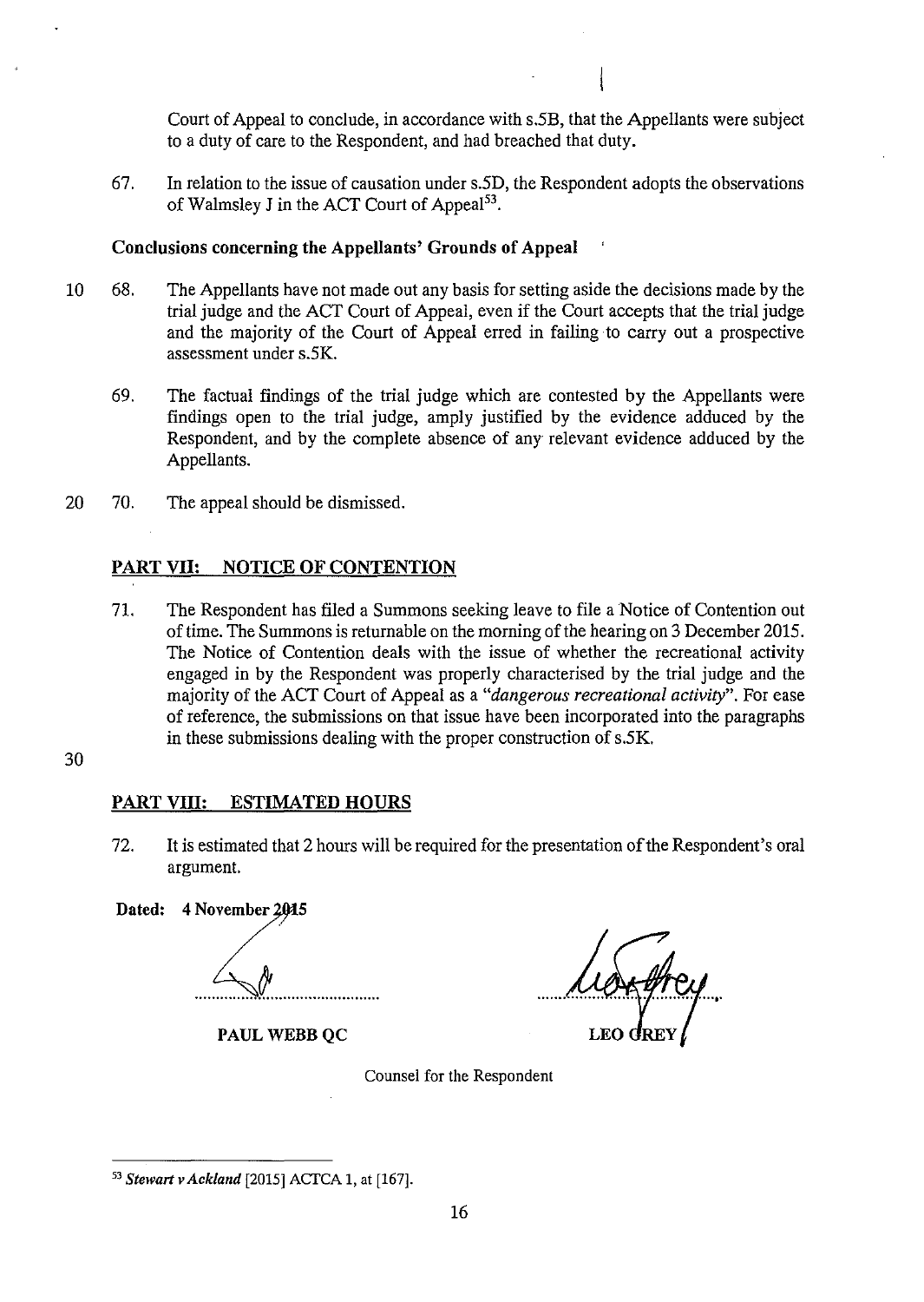Court of Appeal to conclude, in accordance with s.5B, that the Appellants were subject to a duty of care to the Respondent, and had breached that duty.

67. In relation to the issue of causation under s.5D, the Respondent adopts the observations of Walmsley J in the ACT Court of Appeal[53].

**Conclusions concerning the Appellants' Grounds of Appeal**

68. The Appellants have not made out any basis for setting aside the decisions made by the trial judge and the ACT Court of Appeal, even if the Court accepts that the trial judge and the majority of the Court of Appeal erred in failing to carry out a prospective assessment under s.5K.

69. The factual findings of the trial judge which are contested by the Appellants were findings open to the trial judge, amply justified by the evidence adduced by the Respondent, and by the complete absence of any relevant evidence adduced by the Appellants.

70. The appeal should be dismissed.

## PART VII: NOTICE OF CONTENTION

71. The Respondent has filed a Summons seeking leave to file a Notice of Contention out of time. The Summons is returnable on the morning of the hearing on 3 December 2015. The Notice of Contention deals with the issue of whether the recreational activity engaged in by the Respondent was properly characterised by the trial judge and the majority of the ACT Court of Appeal as a *"dangerous recreational activity"*. For ease of reference, the submissions on that issue have been incorporated into the paragraphs in these submissions dealing with the proper construction of s.5K.

## PART VIII: ESTIMATED HOURS

72. It is estimated that 2 hours will be required for the presentation of the Respondent's oral argument.

**Dated: 4 November 2015**

**PAUL WEBB QC**

**LEO GREY**

Counsel for the Respondent

---

[53] ***Stewart v Ackland*** [2015] ACTCA 1, at [167].